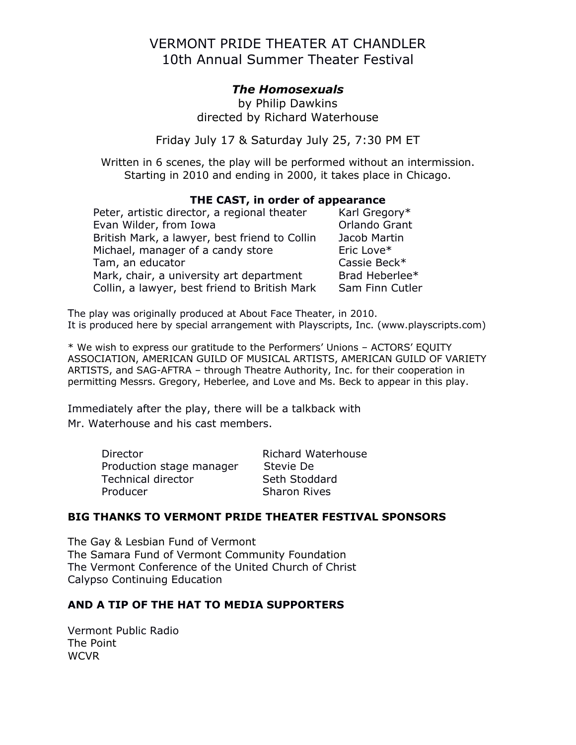# VERMONT PRIDE THEATER AT CHANDLER
## 10th Annual Summer Theater Festival

### *The Homosexuals*

by Philip Dawkins
directed by Richard Waterhouse

Friday July 17 & Saturday July 25, 7:30 PM ET

Written in 6 scenes, the play will be performed without an intermission.
Starting in 2010 and ending in 2000, it takes place in Chicago.

**THE CAST, in order of appearance**

| Role | Actor |
|---|---|
| Peter, artistic director, a regional theater | Karl Gregory* |
| Evan Wilder, from Iowa | Orlando Grant |
| British Mark, a lawyer, best friend to Collin | Jacob Martin |
| Michael, manager of a candy store | Eric Love* |
| Tam, an educator | Cassie Beck* |
| Mark, chair, a university art department | Brad Heberlee* |
| Collin, a lawyer, best friend to British Mark | Sam Finn Cutler |

The play was originally produced at About Face Theater, in 2010.
It is produced here by special arrangement with Playscripts, Inc. (www.playscripts.com)

* We wish to express our gratitude to the Performers' Unions – ACTORS' EQUITY ASSOCIATION, AMERICAN GUILD OF MUSICAL ARTISTS, AMERICAN GUILD OF VARIETY ARTISTS, and SAG-AFTRA – through Theatre Authority, Inc. for their cooperation in permitting Messrs. Gregory, Heberlee, and Love and Ms. Beck to appear in this play.

Immediately after the play, there will be a talkback with
Mr. Waterhouse and his cast members.

| Role | Name |
|---|---|
| Director | Richard Waterhouse |
| Production stage manager | Stevie De |
| Technical director | Seth Stoddard |
| Producer | Sharon Rives |

**BIG THANKS TO VERMONT PRIDE THEATER FESTIVAL SPONSORS**

The Gay & Lesbian Fund of Vermont
The Samara Fund of Vermont Community Foundation
The Vermont Conference of the United Church of Christ
Calypso Continuing Education

**AND A TIP OF THE HAT TO MEDIA SUPPORTERS**

Vermont Public Radio
The Point
WCVR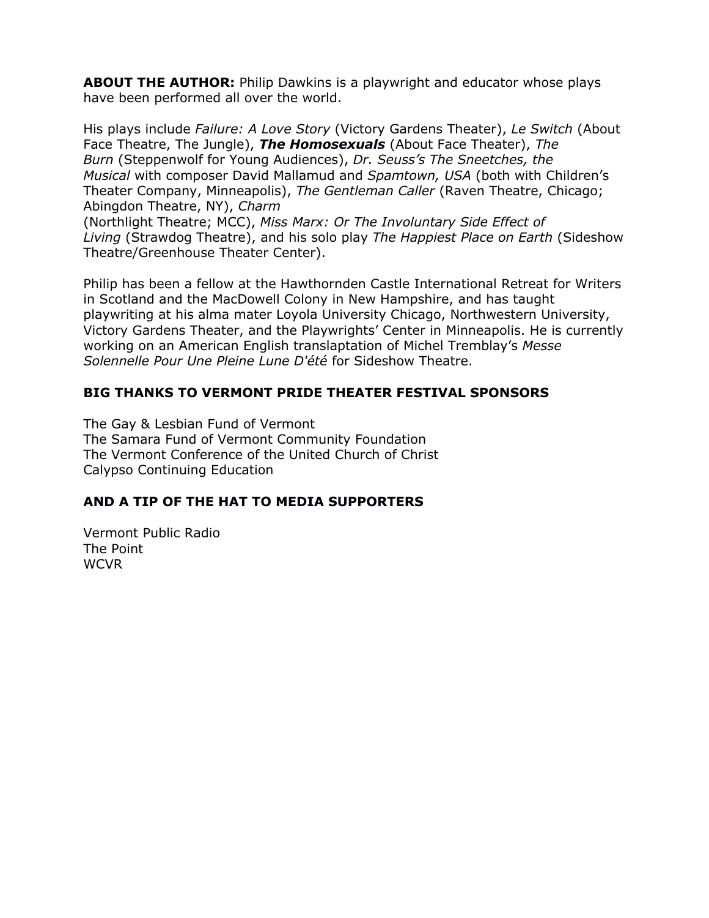**ABOUT THE AUTHOR:** Philip Dawkins is a playwright and educator whose plays have been performed all over the world.

His plays include *Failure: A Love Story* (Victory Gardens Theater), *Le Switch* (About Face Theatre, The Jungle), ***The Homosexuals*** (About Face Theater), *The Burn* (Steppenwolf for Young Audiences), *Dr. Seuss's The Sneetches, the Musical* with composer David Mallamud and *Spamtown, USA* (both with Children's Theater Company, Minneapolis), *The Gentleman Caller* (Raven Theatre, Chicago; Abingdon Theatre, NY), *Charm* (Northlight Theatre; MCC), *Miss Marx: Or The Involuntary Side Effect of Living* (Strawdog Theatre), and his solo play *The Happiest Place on Earth* (Sideshow Theatre/Greenhouse Theater Center).

Philip has been a fellow at the Hawthornden Castle International Retreat for Writers in Scotland and the MacDowell Colony in New Hampshire, and has taught playwriting at his alma mater Loyola University Chicago, Northwestern University, Victory Gardens Theater, and the Playwrights' Center in Minneapolis. He is currently working on an American English translaptation of Michel Tremblay's *Messe Solennelle Pour Une Pleine Lune D'été* for Sideshow Theatre.

**BIG THANKS TO VERMONT PRIDE THEATER FESTIVAL SPONSORS**

The Gay & Lesbian Fund of Vermont
The Samara Fund of Vermont Community Foundation
The Vermont Conference of the United Church of Christ
Calypso Continuing Education

**AND A TIP OF THE HAT TO MEDIA SUPPORTERS**

Vermont Public Radio
The Point
WCVR